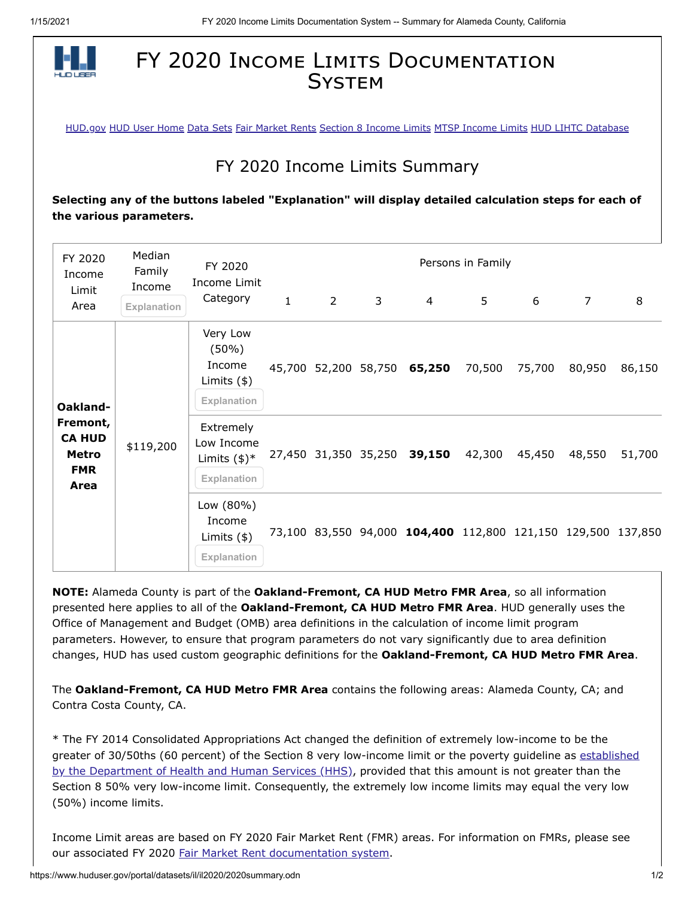# FY 2020 Income Limits Documentation System

HUD.gov HUD User Home Data Sets Fair Market Rents Section 8 Income Limits MTSP Income Limits HUD LIHTC Database

## FY 2020 Income Limits Summary

**Selecting any of the buttons labeled "Explanation" will display detailed calculation steps for each of the various parameters.**

| FY 2020 Income Limit Area | Median Family Income Explanation | FY 2020 Income Limit Category | Persons in Family | | | | | | | |
|---|---|---|---|---|---|---|---|---|---|---|
| | | | 1 | 2 | 3 | 4 | 5 | 6 | 7 | 8 |
| **Oakland-Fremont, CA HUD Metro FMR Area** | $119,200 | Very Low (50%) Income Limits ($) Explanation | 45,700 | 52,200 | 58,750 | **65,250** | 70,500 | 75,700 | 80,950 | 86,150 |
| | | Extremely Low Income Limits ($)* Explanation | 27,450 | 31,350 | 35,250 | **39,150** | 42,300 | 45,450 | 48,550 | 51,700 |
| | | Low (80%) Income Limits ($) Explanation | 73,100 | 83,550 | 94,000 | **104,400** | 112,800 | 121,150 | 129,500 | 137,850 |

**NOTE:** Alameda County is part of the **Oakland-Fremont, CA HUD Metro FMR Area**, so all information presented here applies to all of the **Oakland-Fremont, CA HUD Metro FMR Area**. HUD generally uses the Office of Management and Budget (OMB) area definitions in the calculation of income limit program parameters. However, to ensure that program parameters do not vary significantly due to area definition changes, HUD has used custom geographic definitions for the **Oakland-Fremont, CA HUD Metro FMR Area**.

The **Oakland-Fremont, CA HUD Metro FMR Area** contains the following areas: Alameda County, CA; and Contra Costa County, CA.

* The FY 2014 Consolidated Appropriations Act changed the definition of extremely low-income to be the greater of 30/50ths (60 percent) of the Section 8 very low-income limit or the poverty guideline as established by the Department of Health and Human Services (HHS), provided that this amount is not greater than the Section 8 50% very low-income limit. Consequently, the extremely low income limits may equal the very low (50%) income limits.

Income Limit areas are based on FY 2020 Fair Market Rent (FMR) areas. For information on FMRs, please see our associated FY 2020 Fair Market Rent documentation system.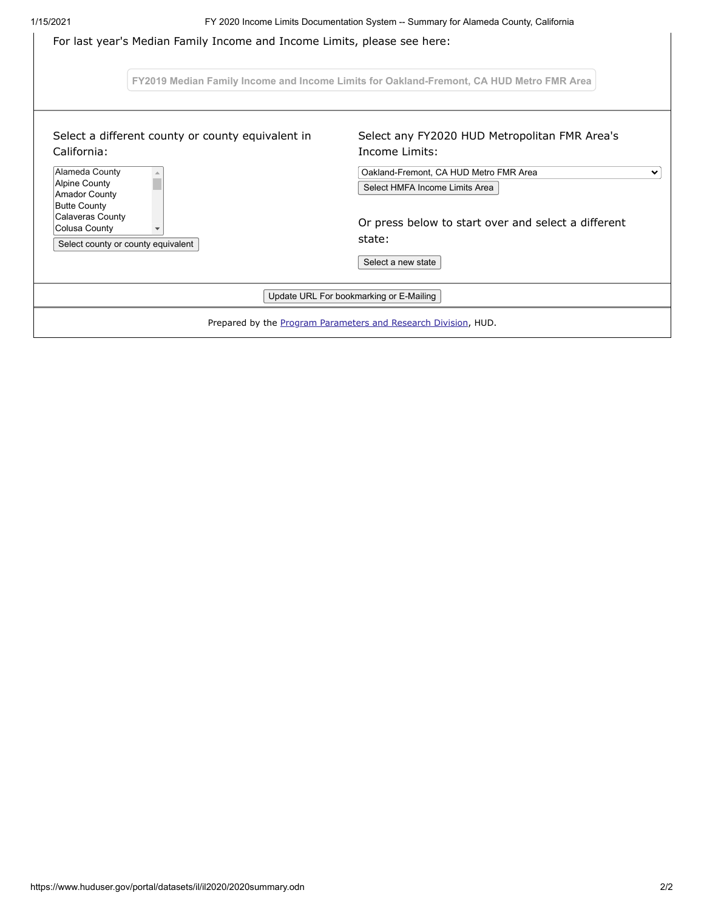For last year's Median Family Income and Income Limits, please see here:

FY2019 Median Family Income and Income Limits for Oakland-Fremont, CA HUD Metro FMR Area

Select a different county or county equivalent in California:

Alameda County
Alpine County
Amador County
Butte County
Calaveras County
Colusa County

Select county or county equivalent

Select any FY2020 HUD Metropolitan FMR Area's Income Limits:

Oakland-Fremont, CA HUD Metro FMR Area

Select HMFA Income Limits Area

Or press below to start over and select a different state:

Select a new state

Update URL For bookmarking or E-Mailing

Prepared by the Program Parameters and Research Division, HUD.